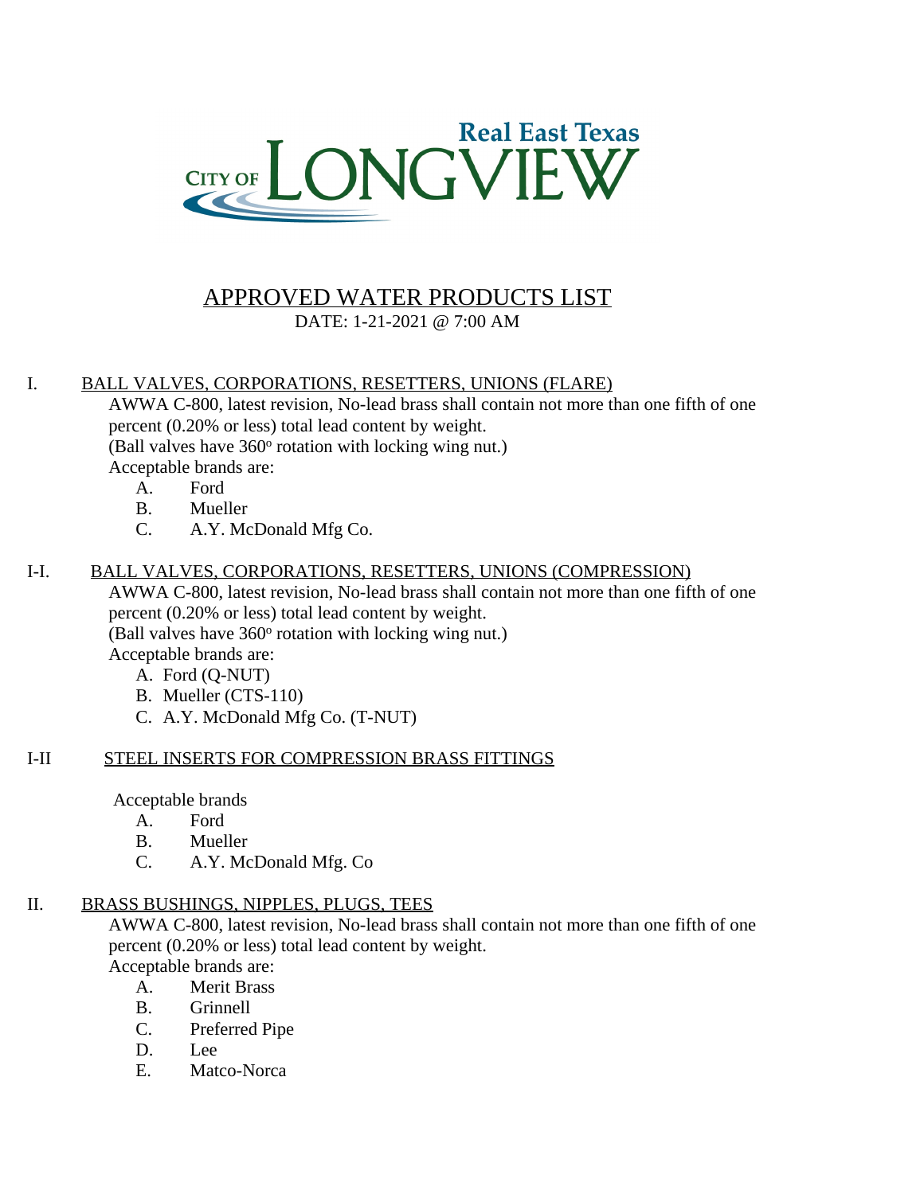Real East Texas

CITY OF LONGVIEW

# APPROVED WATER PRODUCTS LIST

DATE: 1-21-2021 @ 7:00 AM

## I. BALL VALVES, CORPORATIONS, RESETTERS, UNIONS (FLARE)

AWWA C-800, latest revision, No-lead brass shall contain not more than one fifth of one percent (0.20% or less) total lead content by weight.
(Ball valves have 360º rotation with locking wing nut.)
Acceptable brands are:

- A. Ford
- B. Mueller
- C. A.Y. McDonald Mfg Co.

## I-I. BALL VALVES, CORPORATIONS, RESETTERS, UNIONS (COMPRESSION)

AWWA C-800, latest revision, No-lead brass shall contain not more than one fifth of one percent (0.20% or less) total lead content by weight.
(Ball valves have 360º rotation with locking wing nut.)
Acceptable brands are:

- A. Ford (Q-NUT)
- B. Mueller (CTS-110)
- C. A.Y. McDonald Mfg Co. (T-NUT)

## I-II STEEL INSERTS FOR COMPRESSION BRASS FITTINGS

Acceptable brands

- A. Ford
- B. Mueller
- C. A.Y. McDonald Mfg. Co

## II. BRASS BUSHINGS, NIPPLES, PLUGS, TEES

AWWA C-800, latest revision, No-lead brass shall contain not more than one fifth of one percent (0.20% or less) total lead content by weight.
Acceptable brands are:

- A. Merit Brass
- B. Grinnell
- C. Preferred Pipe
- D. Lee
- E. Matco-Norca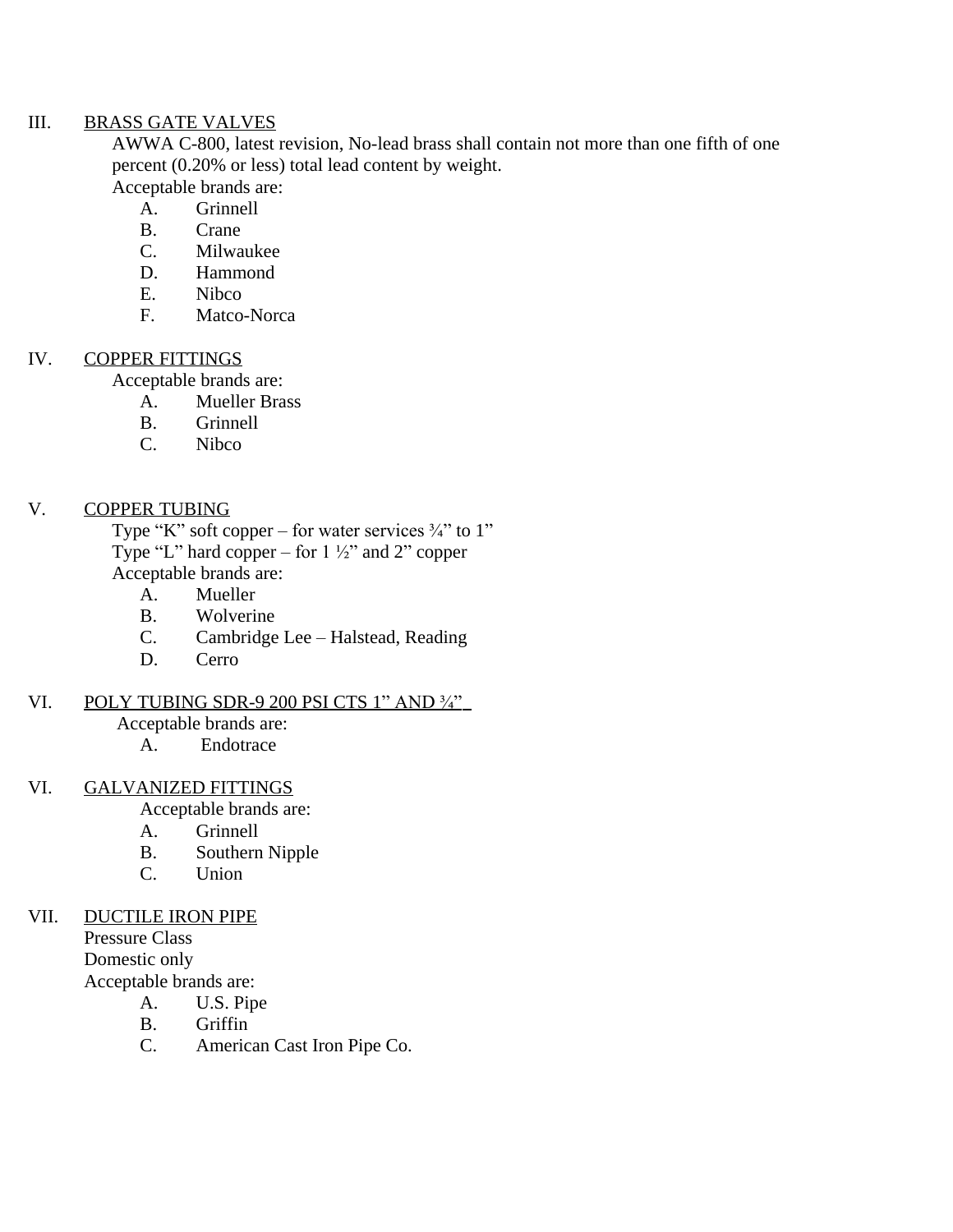III. <u>BRASS GATE VALVES</u>

AWWA C-800, latest revision, No-lead brass shall contain not more than one fifth of one percent (0.20% or less) total lead content by weight.

Acceptable brands are:

A. Grinnell
B. Crane
C. Milwaukee
D. Hammond
E. Nibco
F. Matco-Norca

IV. <u>COPPER FITTINGS</u>

Acceptable brands are:

A. Mueller Brass
B. Grinnell
C. Nibco

V. <u>COPPER TUBING</u>

Type “K” soft copper – for water services ¾” to 1”
Type “L” hard copper – for 1 ½” and 2” copper
Acceptable brands are:

A. Mueller
B. Wolverine
C. Cambridge Lee – Halstead, Reading
D. Cerro

VI. <u>POLY TUBING SDR-9 200 PSI CTS 1” AND ¾”</u>

Acceptable brands are:

A. Endotrace

VI. <u>GALVANIZED FITTINGS</u>

Acceptable brands are:

A. Grinnell
B. Southern Nipple
C. Union

VII. <u>DUCTILE IRON PIPE</u>

Pressure Class
Domestic only
Acceptable brands are:

A. U.S. Pipe
B. Griffin
C. American Cast Iron Pipe Co.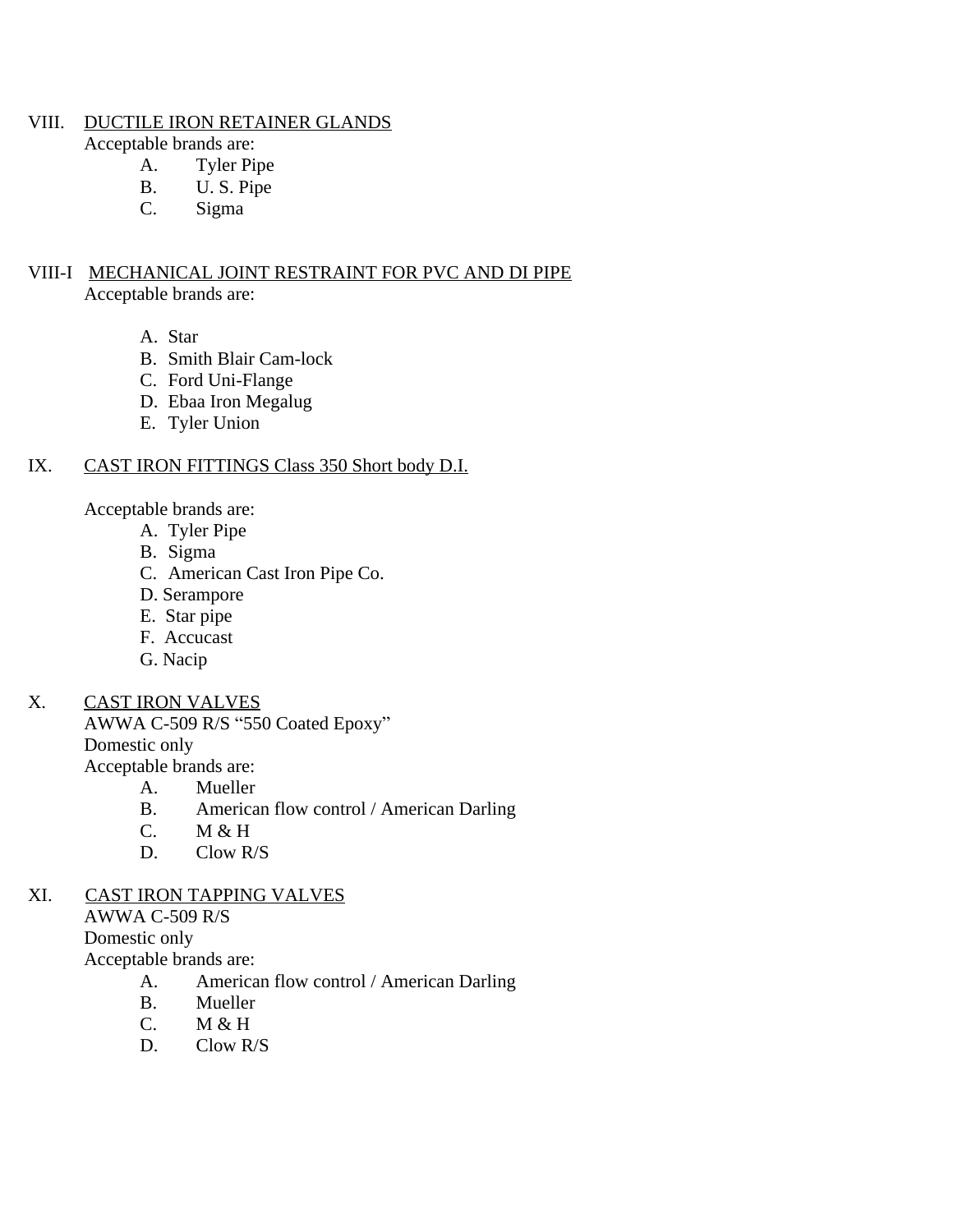VIII. <u>DUCTILE IRON RETAINER GLANDS</u>

Acceptable brands are:

- A. Tyler Pipe
- B. U. S. Pipe
- C. Sigma

VIII-I <u>MECHANICAL JOINT RESTRAINT FOR PVC AND DI PIPE</u>

Acceptable brands are:

- A. Star
- B. Smith Blair Cam-lock
- C. Ford Uni-Flange
- D. Ebaa Iron Megalug
- E. Tyler Union

IX. <u>CAST IRON FITTINGS Class 350 Short body D.I.</u>

Acceptable brands are:

- A. Tyler Pipe
- B. Sigma
- C. American Cast Iron Pipe Co.
- D. Serampore
- E. Star pipe
- F. Accucast
- G. Nacip

X. <u>CAST IRON VALVES</u>

AWWA C-509 R/S "550 Coated Epoxy"

Domestic only

Acceptable brands are:

- A. Mueller
- B. American flow control / American Darling
- C. M & H
- D. Clow R/S

XI. <u>CAST IRON TAPPING VALVES</u>

AWWA C-509 R/S

Domestic only

Acceptable brands are:

- A. American flow control / American Darling
- B. Mueller
- C. M & H
- D. Clow R/S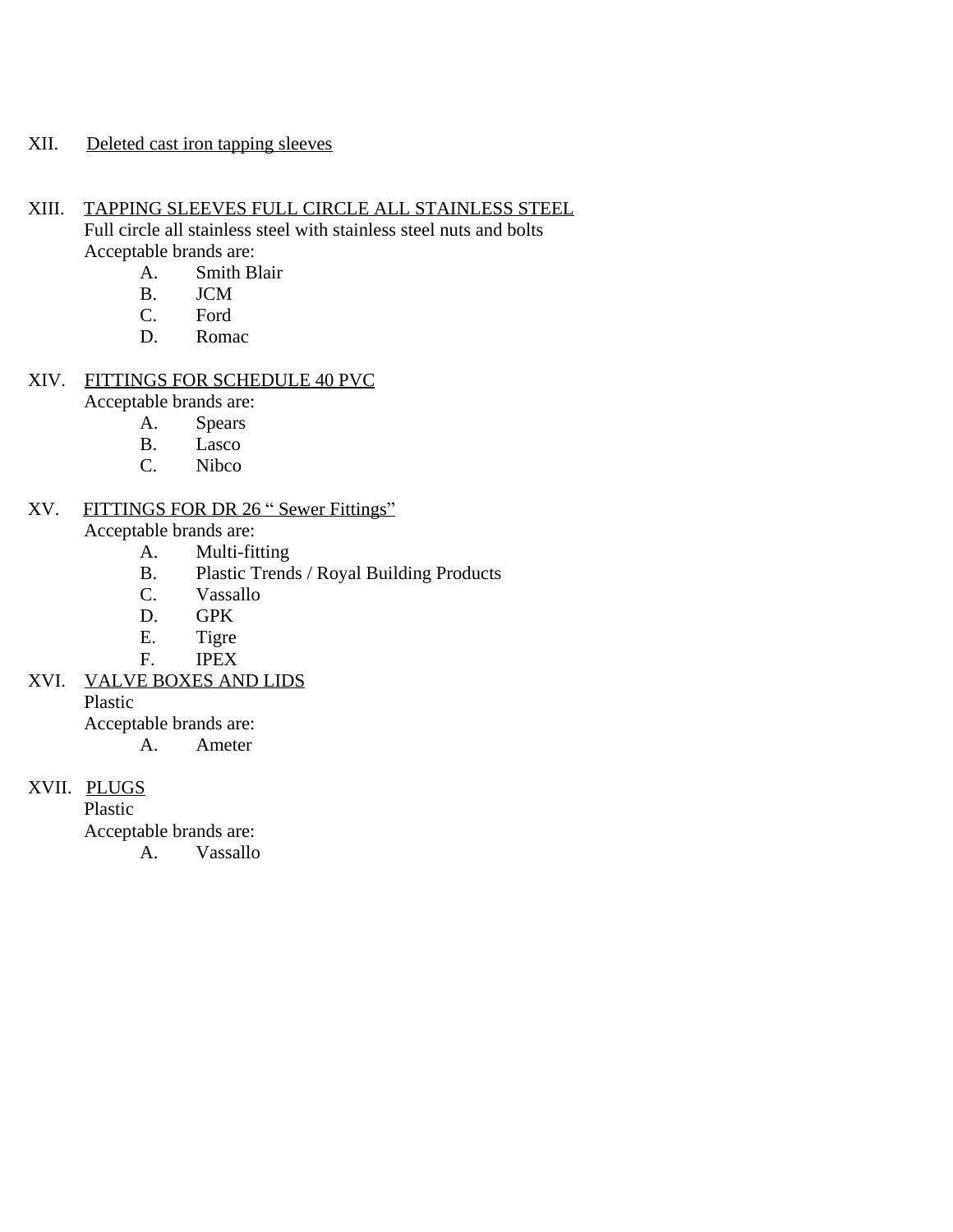XII. Deleted cast iron tapping sleeves

XIII. TAPPING SLEEVES FULL CIRCLE ALL STAINLESS STEEL

Full circle all stainless steel with stainless steel nuts and bolts

Acceptable brands are:

- A. Smith Blair
- B. JCM
- C. Ford
- D. Romac

XIV. FITTINGS FOR SCHEDULE 40 PVC

Acceptable brands are:

- A. Spears
- B. Lasco
- C. Nibco

XV. FITTINGS FOR DR 26 " Sewer Fittings"

Acceptable brands are:

- A. Multi-fitting
- B. Plastic Trends / Royal Building Products
- C. Vassallo
- D. GPK
- E. Tigre
- F. IPEX

XVI. VALVE BOXES AND LIDS

Plastic

Acceptable brands are:

- A. Ameter

XVII. PLUGS

Plastic

Acceptable brands are:

- A. Vassallo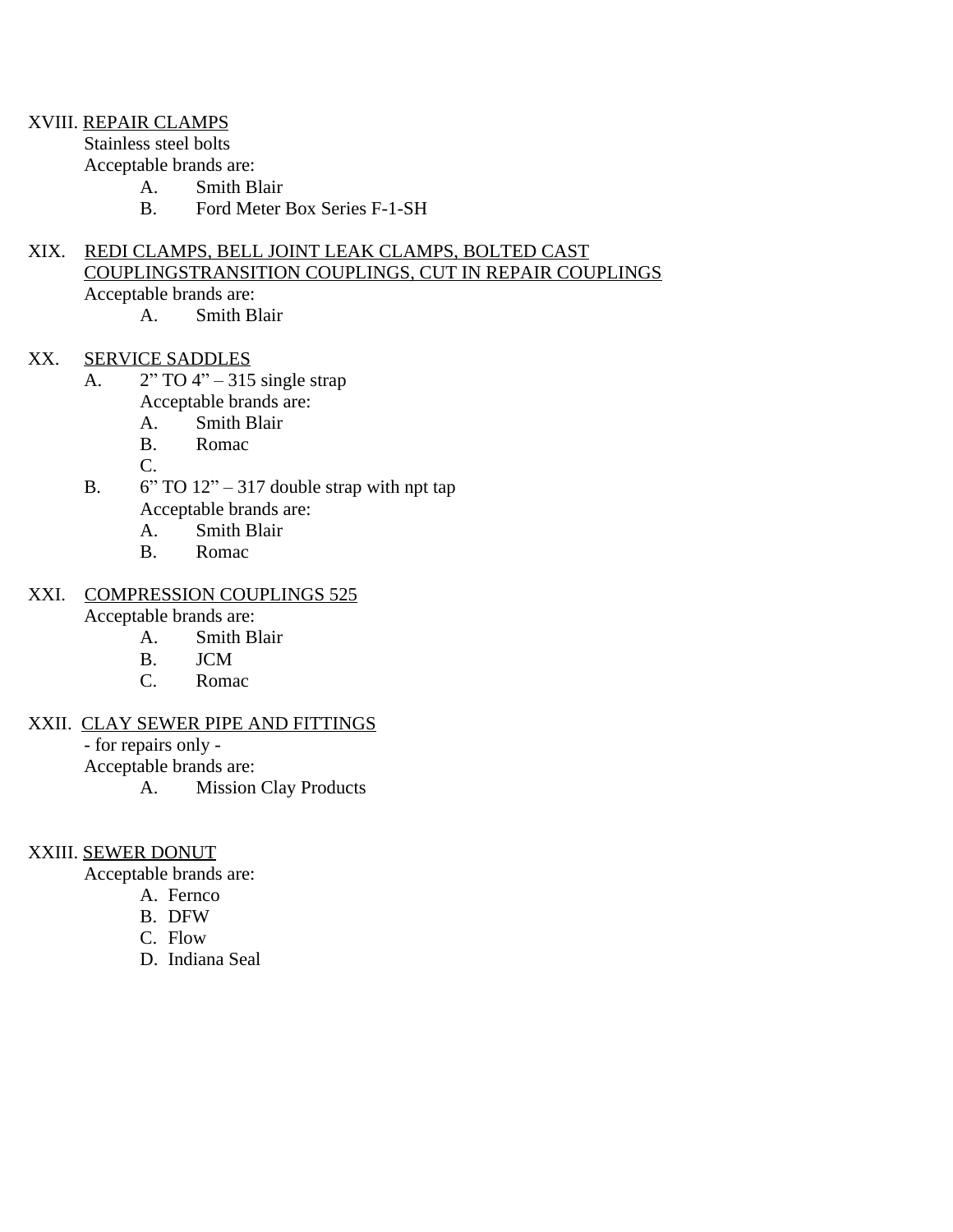XVIII. <u>REPAIR CLAMPS</u>

Stainless steel bolts

Acceptable brands are:

- A. Smith Blair
- B. Ford Meter Box Series F-1-SH

XIX. <u>REDI CLAMPS, BELL JOINT LEAK CLAMPS, BOLTED CAST COUPLINGSTRANSITION COUPLINGS, CUT IN REPAIR COUPLINGS</u>

Acceptable brands are:

- A. Smith Blair

XX. <u>SERVICE SADDLES</u>

- A. 2" TO 4" – 315 single strap

  Acceptable brands are:
  - A. Smith Blair
  - B. Romac
  - C.
- B. 6" TO 12" – 317 double strap with npt tap

  Acceptable brands are:
  - A. Smith Blair
  - B. Romac

XXI. <u>COMPRESSION COUPLINGS 525</u>

Acceptable brands are:

- A. Smith Blair
- B. JCM
- C. Romac

XXII. <u>CLAY SEWER PIPE AND FITTINGS</u>

- for repairs only -

Acceptable brands are:

- A. Mission Clay Products

XXIII. <u>SEWER DONUT</u>

Acceptable brands are:

- A. Fernco
- B. DFW
- C. Flow
- D. Indiana Seal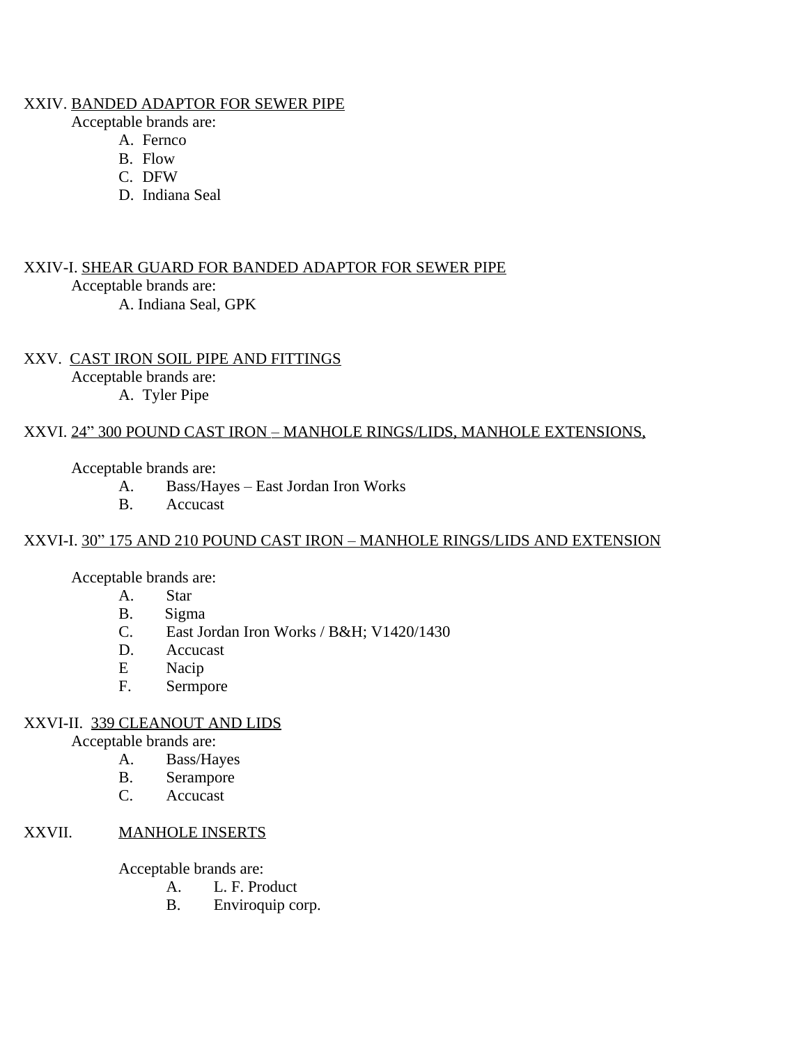XXIV. <u>BANDED ADAPTOR FOR SEWER PIPE</u>

Acceptable brands are:

A. Fernco
B. Flow
C. DFW
D. Indiana Seal

XXIV-I. <u>SHEAR GUARD FOR BANDED ADAPTOR FOR SEWER PIPE</u>

Acceptable brands are:

A. Indiana Seal, GPK

XXV. <u>CAST IRON SOIL PIPE AND FITTINGS</u>

Acceptable brands are:

A. Tyler Pipe

XXVI. <u>24" 300 POUND CAST IRON – MANHOLE RINGS/LIDS, MANHOLE EXTENSIONS,</u>

Acceptable brands are:

A. Bass/Hayes – East Jordan Iron Works
B. Accucast

XXVI-I. <u>30" 175 AND 210 POUND CAST IRON – MANHOLE RINGS/LIDS AND EXTENSION</u>

Acceptable brands are:

A. Star
B. Sigma
C. East Jordan Iron Works / B&H; V1420/1430
D. Accucast
E Nacip
F. Sermpore

XXVI-II. <u>339 CLEANOUT AND LIDS</u>

Acceptable brands are:

A. Bass/Hayes
B. Serampore
C. Accucast

XXVII. <u>MANHOLE INSERTS</u>

Acceptable brands are:

A. L. F. Product
B. Enviroquip corp.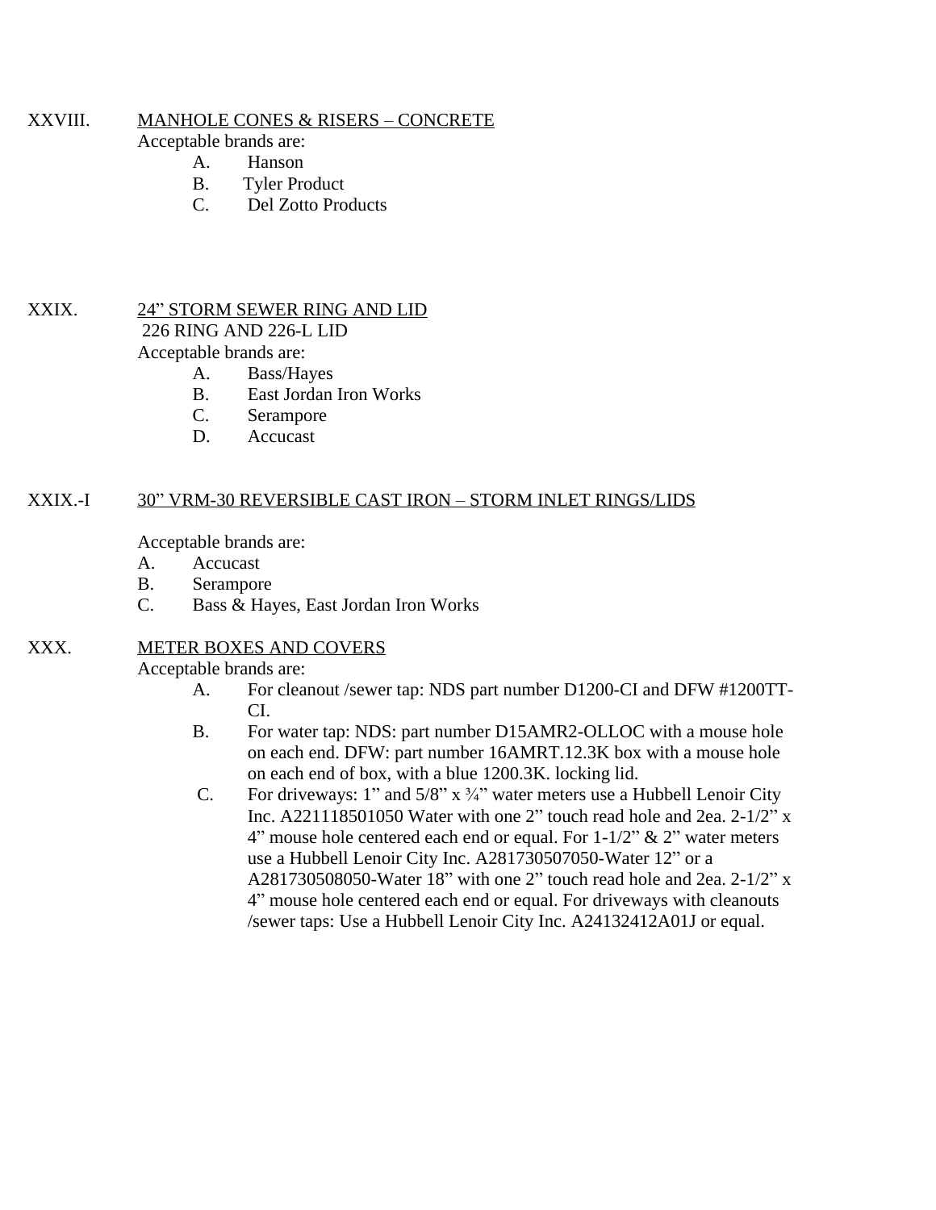## XXVIII. MANHOLE CONES & RISERS – CONCRETE

Acceptable brands are:

A. Hanson
B. Tyler Product
C. Del Zotto Products

## XXIX. 24" STORM SEWER RING AND LID

226 RING AND 226-L LID

Acceptable brands are:

A. Bass/Hayes
B. East Jordan Iron Works
C. Serampore
D. Accucast

## XXIX.-I 30" VRM-30 REVERSIBLE CAST IRON – STORM INLET RINGS/LIDS

Acceptable brands are:

A. Accucast
B. Serampore
C. Bass & Hayes, East Jordan Iron Works

## XXX. METER BOXES AND COVERS

Acceptable brands are:

A. For cleanout /sewer tap: NDS part number D1200-CI and DFW #1200TT-CI.
B. For water tap: NDS: part number D15AMR2-OLLOC with a mouse hole on each end. DFW: part number 16AMRT.12.3K box with a mouse hole on each end of box, with a blue 1200.3K. locking lid.
C. For driveways: 1" and 5/8" x ¾" water meters use a Hubbell Lenoir City Inc. A221118501050 Water with one 2" touch read hole and 2ea. 2-1/2" x 4" mouse hole centered each end or equal. For 1-1/2" & 2" water meters use a Hubbell Lenoir City Inc. A281730507050-Water 12" or a A281730508050-Water 18" with one 2" touch read hole and 2ea. 2-1/2" x 4" mouse hole centered each end or equal. For driveways with cleanouts /sewer taps: Use a Hubbell Lenoir City Inc. A24132412A01J or equal.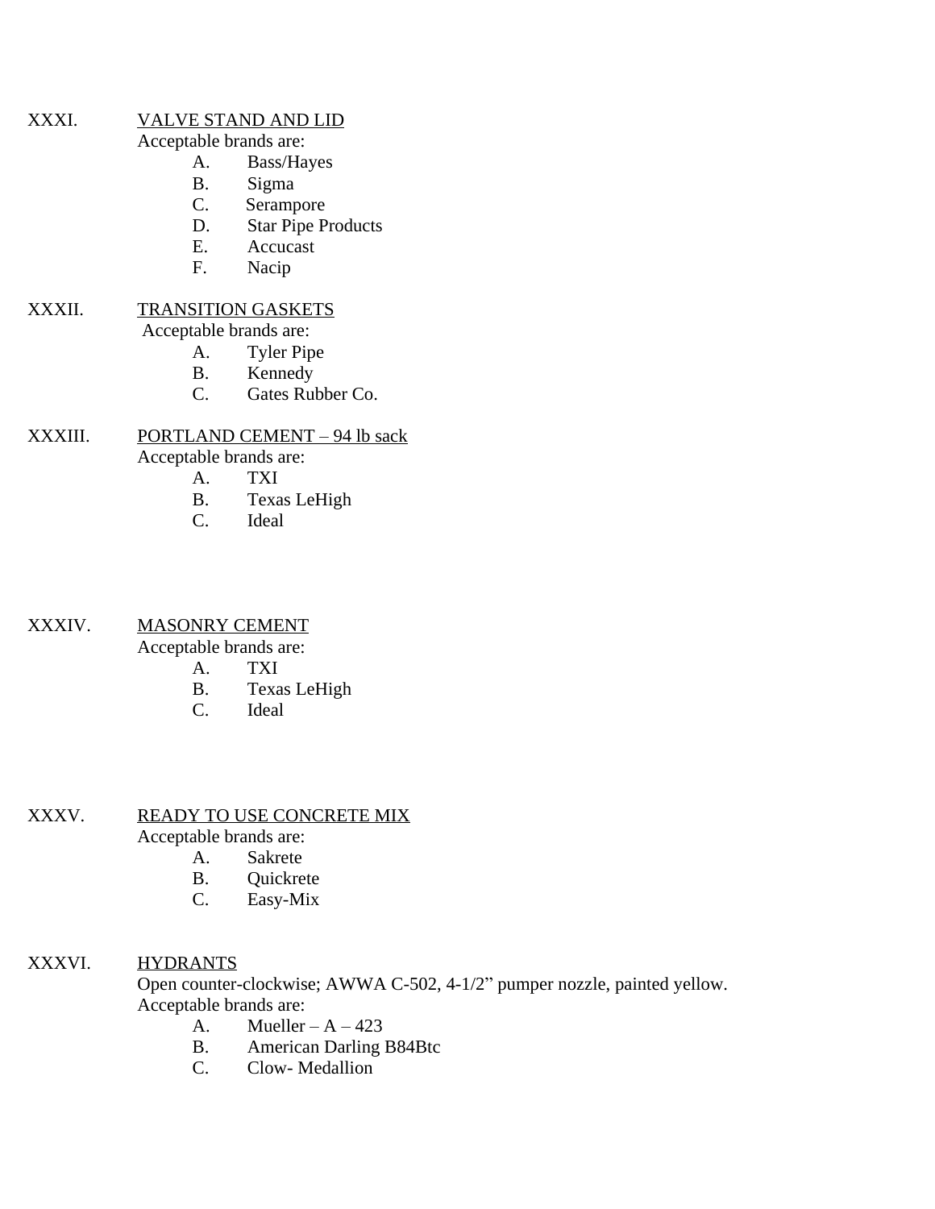XXXI. VALVE STAND AND LID

Acceptable brands are:

A. Bass/Hayes
B. Sigma
C. Serampore
D. Star Pipe Products
E. Accucast
F. Nacip

XXXII. TRANSITION GASKETS

Acceptable brands are:

A. Tyler Pipe
B. Kennedy
C. Gates Rubber Co.

XXXIII. PORTLAND CEMENT – 94 lb sack

Acceptable brands are:

A. TXI
B. Texas LeHigh
C. Ideal

XXXIV. MASONRY CEMENT

Acceptable brands are:

A. TXI
B. Texas LeHigh
C. Ideal

XXXV. READY TO USE CONCRETE MIX

Acceptable brands are:

A. Sakrete
B. Quickrete
C. Easy-Mix

XXXVI. HYDRANTS

Open counter-clockwise; AWWA C-502, 4-1/2" pumper nozzle, painted yellow.

Acceptable brands are:

A. Mueller – A – 423
B. American Darling B84Btc
C. Clow- Medallion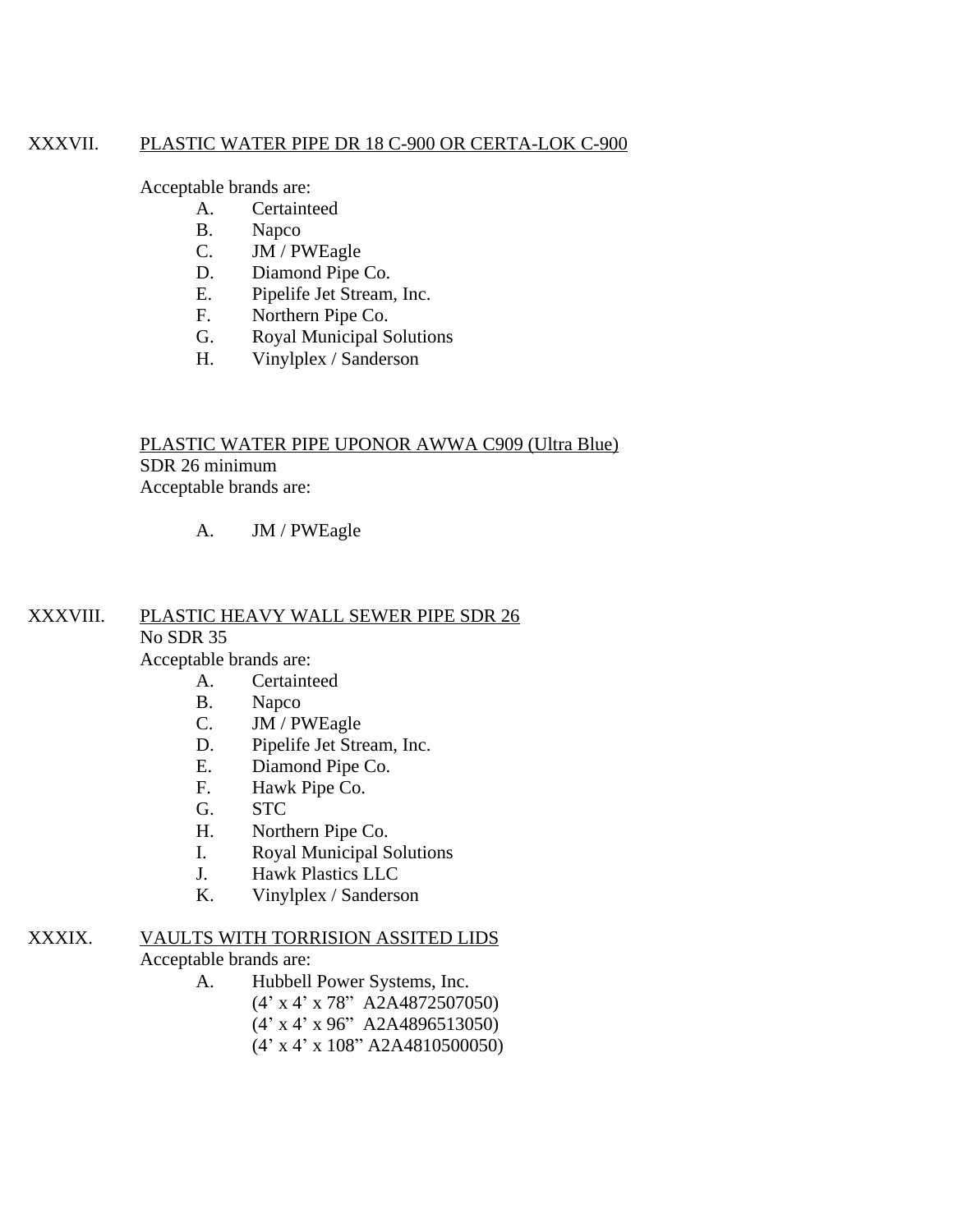XXXVII. PLASTIC WATER PIPE DR 18 C-900 OR CERTA-LOK C-900

Acceptable brands are:

A. Certainteed
B. Napco
C. JM / PWEagle
D. Diamond Pipe Co.
E. Pipelife Jet Stream, Inc.
F. Northern Pipe Co.
G. Royal Municipal Solutions
H. Vinylplex / Sanderson

PLASTIC WATER PIPE UPONOR AWWA C909 (Ultra Blue)
SDR 26 minimum
Acceptable brands are:

A. JM / PWEagle

XXXVIII. PLASTIC HEAVY WALL SEWER PIPE SDR 26
No SDR 35
Acceptable brands are:

A. Certainteed
B. Napco
C. JM / PWEagle
D. Pipelife Jet Stream, Inc.
E. Diamond Pipe Co.
F. Hawk Pipe Co.
G. STC
H. Northern Pipe Co.
I. Royal Municipal Solutions
J. Hawk Plastics LLC
K. Vinylplex / Sanderson

XXXIX. VAULTS WITH TORRISION ASSITED LIDS
Acceptable brands are:

A. Hubbell Power Systems, Inc.
(4' x 4' x 78" A2A4872507050)
(4' x 4' x 96" A2A4896513050)
(4' x 4' x 108" A2A4810500050)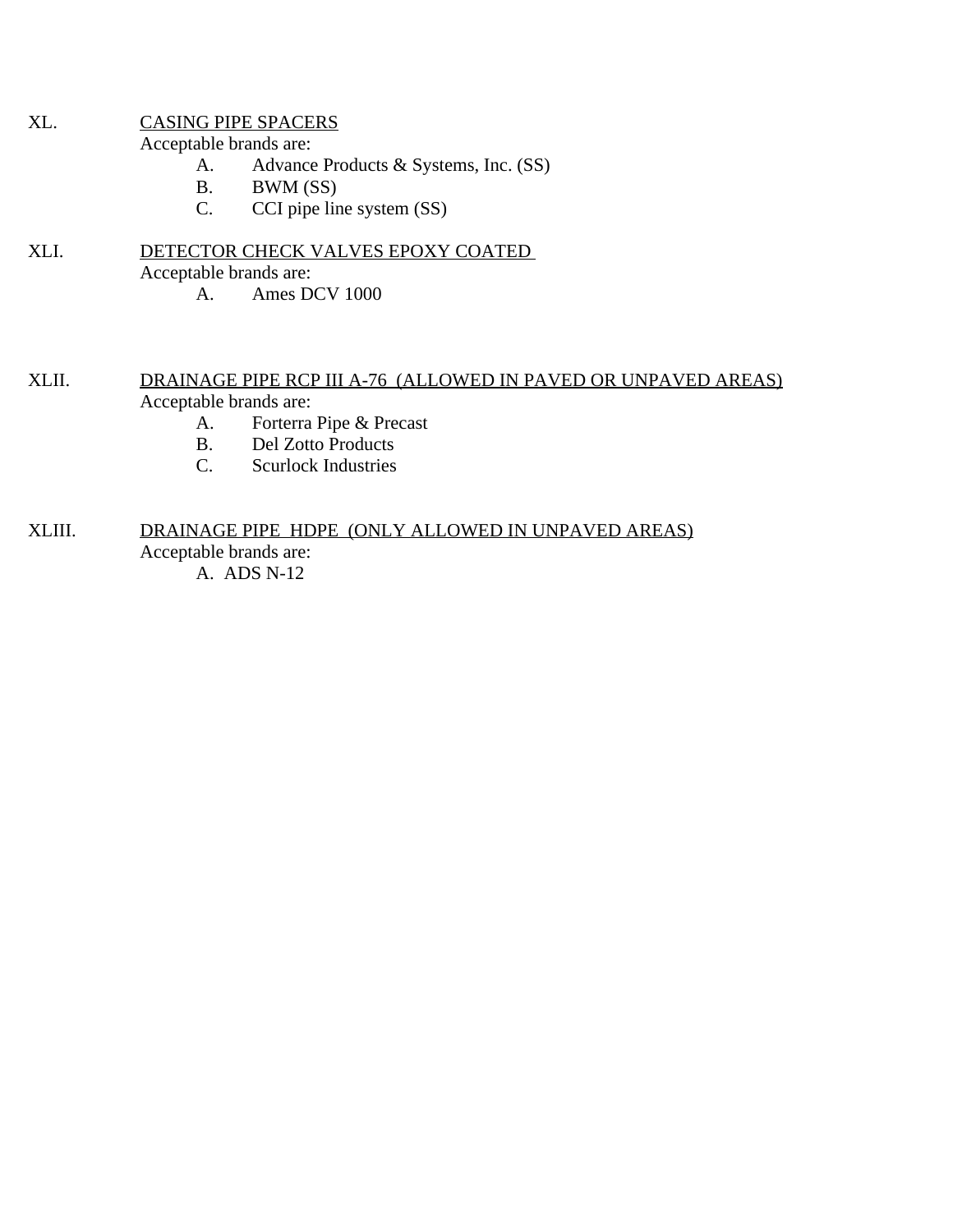XL. <u>CASING PIPE SPACERS</u>

Acceptable brands are:

A. Advance Products & Systems, Inc. (SS)
B. BWM (SS)
C. CCI pipe line system (SS)

XLI. <u>DETECTOR CHECK VALVES EPOXY COATED</u>

Acceptable brands are:

A. Ames DCV 1000

XLII. <u>DRAINAGE PIPE RCP III A-76 (ALLOWED IN PAVED OR UNPAVED AREAS)</u>

Acceptable brands are:

A. Forterra Pipe & Precast
B. Del Zotto Products
C. Scurlock Industries

XLIII. <u>DRAINAGE PIPE HDPE (ONLY ALLOWED IN UNPAVED AREAS)</u>

Acceptable brands are:

A. ADS N-12